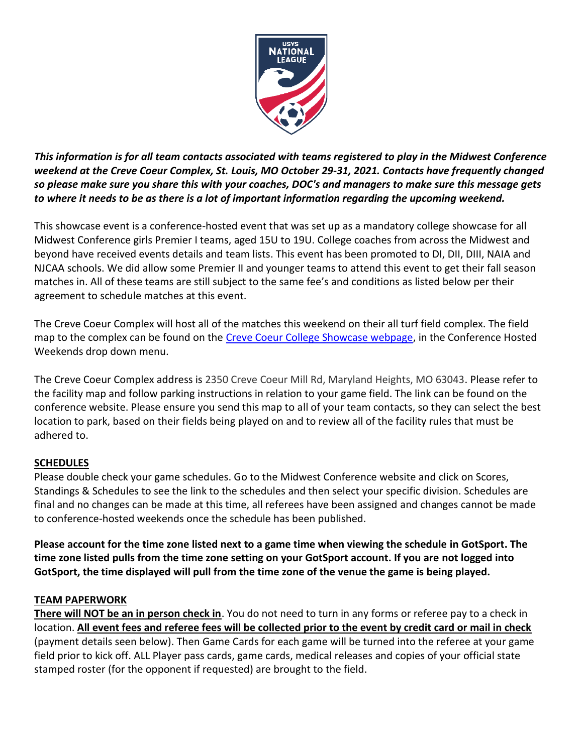***This information is for all team contacts associated with teams registered to play in the Midwest Conference weekend at the Creve Coeur Complex, St. Louis, MO October 29-31, 2021. Contacts have frequently changed so please make sure you share this with your coaches, DOC's and managers to make sure this message gets to where it needs to be as there is a lot of important information regarding the upcoming weekend.***

This showcase event is a conference-hosted event that was set up as a mandatory college showcase for all Midwest Conference girls Premier I teams, aged 15U to 19U. College coaches from across the Midwest and beyond have received events details and team lists. This event has been promoted to DI, DII, DIII, NAIA and NJCAA schools. We did allow some Premier II and younger teams to attend this event to get their fall season matches in. All of these teams are still subject to the same fee's and conditions as listed below per their agreement to schedule matches at this event.

The Creve Coeur Complex will host all of the matches this weekend on their all turf field complex. The field map to the complex can be found on the Creve Coeur College Showcase webpage, in the Conference Hosted Weekends drop down menu.

The Creve Coeur Complex address is 2350 Creve Coeur Mill Rd, Maryland Heights, MO 63043. Please refer to the facility map and follow parking instructions in relation to your game field. The link can be found on the conference website. Please ensure you send this map to all of your team contacts, so they can select the best location to park, based on their fields being played on and to review all of the facility rules that must be adhered to.

## SCHEDULES

Please double check your game schedules. Go to the Midwest Conference website and click on Scores, Standings & Schedules to see the link to the schedules and then select your specific division. Schedules are final and no changes can be made at this time, all referees have been assigned and changes cannot be made to conference-hosted weekends once the schedule has been published.

**Please account for the time zone listed next to a game time when viewing the schedule in GotSport. The time zone listed pulls from the time zone setting on your GotSport account. If you are not logged into GotSport, the time displayed will pull from the time zone of the venue the game is being played.**

## TEAM PAPERWORK

**There will NOT be an in person check in**. You do not need to turn in any forms or referee pay to a check in location. **All event fees and referee fees will be collected prior to the event by credit card or mail in check** (payment details seen below). Then Game Cards for each game will be turned into the referee at your game field prior to kick off. ALL Player pass cards, game cards, medical releases and copies of your official state stamped roster (for the opponent if requested) are brought to the field.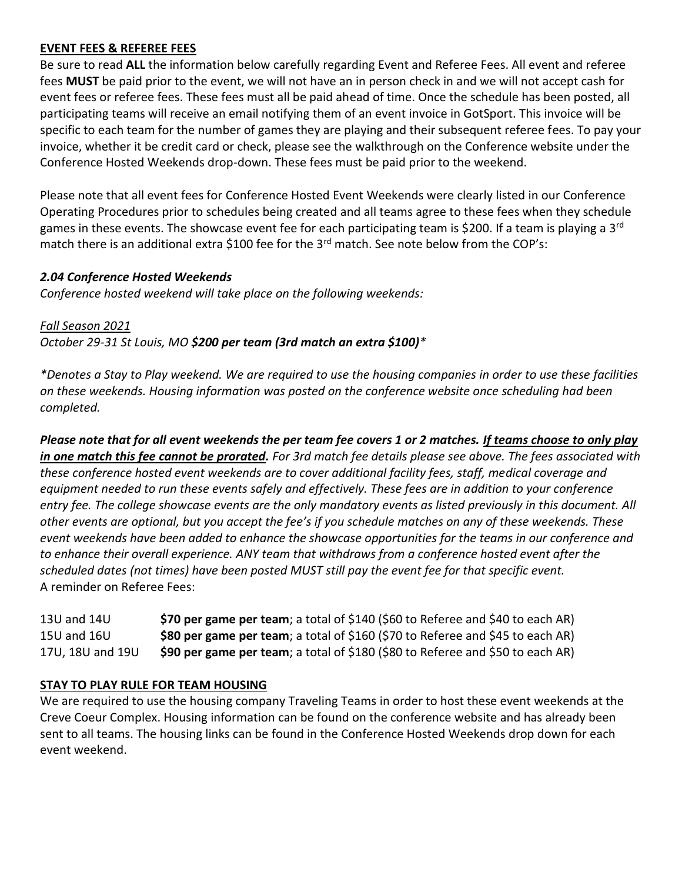## **EVENT FEES & REFEREE FEES**

Be sure to read **ALL** the information below carefully regarding Event and Referee Fees. All event and referee fees **MUST** be paid prior to the event, we will not have an in person check in and we will not accept cash for event fees or referee fees. These fees must all be paid ahead of time. Once the schedule has been posted, all participating teams will receive an email notifying them of an event invoice in GotSport. This invoice will be specific to each team for the number of games they are playing and their subsequent referee fees. To pay your invoice, whether it be credit card or check, please see the walkthrough on the Conference website under the Conference Hosted Weekends drop-down. These fees must be paid prior to the weekend.

Please note that all event fees for Conference Hosted Event Weekends were clearly listed in our Conference Operating Procedures prior to schedules being created and all teams agree to these fees when they schedule games in these events. The showcase event fee for each participating team is $200. If a team is playing a 3rd match there is an additional extra $100 fee for the 3rd match. See note below from the COP's:

### *2.04 Conference Hosted Weekends*

*Conference hosted weekend will take place on the following weekends:*

*Fall Season 2021*

*October 29-31 St Louis, MO **$200 per team (3rd match an extra $100)****

**Denotes a Stay to Play weekend. We are required to use the housing companies in order to use these facilities on these weekends. Housing information was posted on the conference website once scheduling had been completed.*

***Please note that for all event weekends the per team fee covers 1 or 2 matches. If teams choose to only play in one match this fee cannot be prorated.*** *For 3rd match fee details please see above. The fees associated with these conference hosted event weekends are to cover additional facility fees, staff, medical coverage and equipment needed to run these events safely and effectively. These fees are in addition to your conference entry fee. The college showcase events are the only mandatory events as listed previously in this document. All other events are optional, but you accept the fee's if you schedule matches on any of these weekends. These event weekends have been added to enhance the showcase opportunities for the teams in our conference and to enhance their overall experience. ANY team that withdraws from a conference hosted event after the scheduled dates (not times) have been posted MUST still pay the event fee for that specific event.*

A reminder on Referee Fees:

| | |
|---|---|
| 13U and 14U | **$70 per game per team**; a total of $140 ($60 to Referee and $40 to each AR) |
| 15U and 16U | **$80 per game per team**; a total of $160 ($70 to Referee and $45 to each AR) |
| 17U, 18U and 19U | **$90 per game per team**; a total of $180 ($80 to Referee and $50 to each AR) |

## **STAY TO PLAY RULE FOR TEAM HOUSING**

We are required to use the housing company Traveling Teams in order to host these event weekends at the Creve Coeur Complex. Housing information can be found on the conference website and has already been sent to all teams. The housing links can be found in the Conference Hosted Weekends drop down for each event weekend.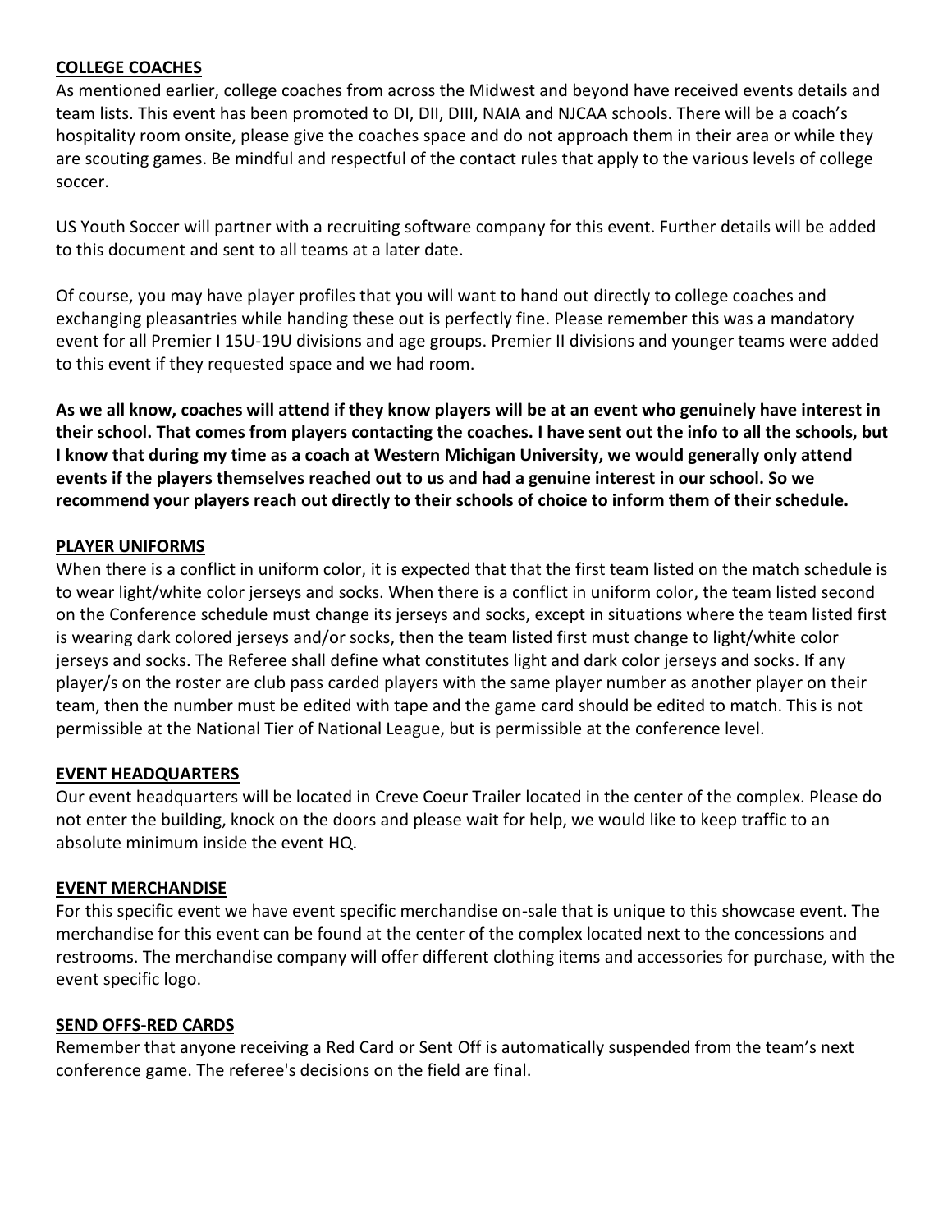**COLLEGE COACHES**

As mentioned earlier, college coaches from across the Midwest and beyond have received events details and team lists. This event has been promoted to DI, DII, DIII, NAIA and NJCAA schools. There will be a coach's hospitality room onsite, please give the coaches space and do not approach them in their area or while they are scouting games. Be mindful and respectful of the contact rules that apply to the various levels of college soccer.

US Youth Soccer will partner with a recruiting software company for this event. Further details will be added to this document and sent to all teams at a later date.

Of course, you may have player profiles that you will want to hand out directly to college coaches and exchanging pleasantries while handing these out is perfectly fine. Please remember this was a mandatory event for all Premier I 15U-19U divisions and age groups. Premier II divisions and younger teams were added to this event if they requested space and we had room.

**As we all know, coaches will attend if they know players will be at an event who genuinely have interest in their school. That comes from players contacting the coaches. I have sent out the info to all the schools, but I know that during my time as a coach at Western Michigan University, we would generally only attend events if the players themselves reached out to us and had a genuine interest in our school. So we recommend your players reach out directly to their schools of choice to inform them of their schedule.**

**PLAYER UNIFORMS**

When there is a conflict in uniform color, it is expected that that the first team listed on the match schedule is to wear light/white color jerseys and socks. When there is a conflict in uniform color, the team listed second on the Conference schedule must change its jerseys and socks, except in situations where the team listed first is wearing dark colored jerseys and/or socks, then the team listed first must change to light/white color jerseys and socks. The Referee shall define what constitutes light and dark color jerseys and socks. If any player/s on the roster are club pass carded players with the same player number as another player on their team, then the number must be edited with tape and the game card should be edited to match. This is not permissible at the National Tier of National League, but is permissible at the conference level.

**EVENT HEADQUARTERS**

Our event headquarters will be located in Creve Coeur Trailer located in the center of the complex. Please do not enter the building, knock on the doors and please wait for help, we would like to keep traffic to an absolute minimum inside the event HQ.

**EVENT MERCHANDISE**

For this specific event we have event specific merchandise on-sale that is unique to this showcase event. The merchandise for this event can be found at the center of the complex located next to the concessions and restrooms. The merchandise company will offer different clothing items and accessories for purchase, with the event specific logo.

**SEND OFFS-RED CARDS**

Remember that anyone receiving a Red Card or Sent Off is automatically suspended from the team's next conference game. The referee's decisions on the field are final.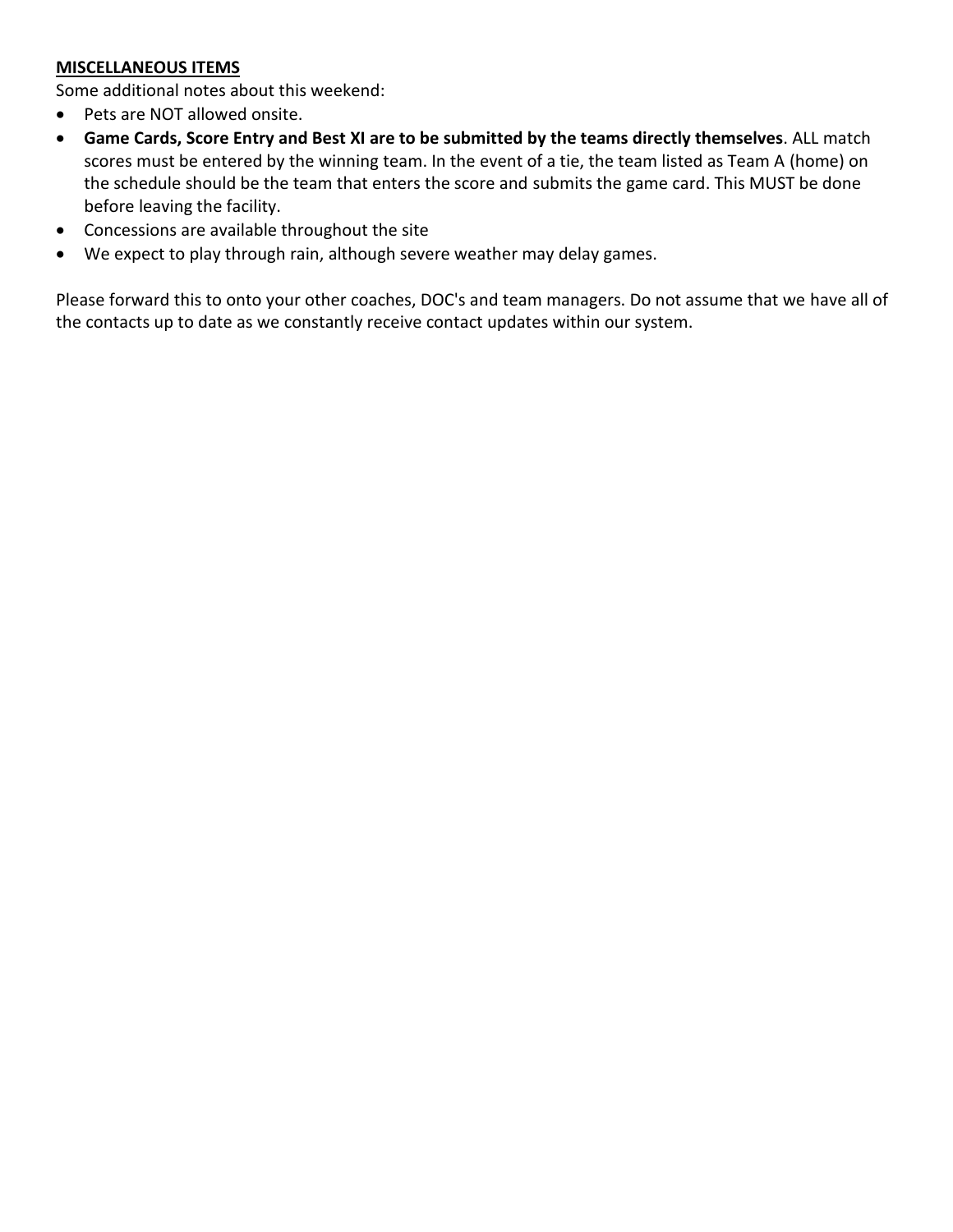**MISCELLANEOUS ITEMS**

Some additional notes about this weekend:

- Pets are NOT allowed onsite.
- **Game Cards, Score Entry and Best XI are to be submitted by the teams directly themselves**. ALL match scores must be entered by the winning team. In the event of a tie, the team listed as Team A (home) on the schedule should be the team that enters the score and submits the game card. This MUST be done before leaving the facility.
- Concessions are available throughout the site
- We expect to play through rain, although severe weather may delay games.

Please forward this to onto your other coaches, DOC's and team managers. Do not assume that we have all of the contacts up to date as we constantly receive contact updates within our system.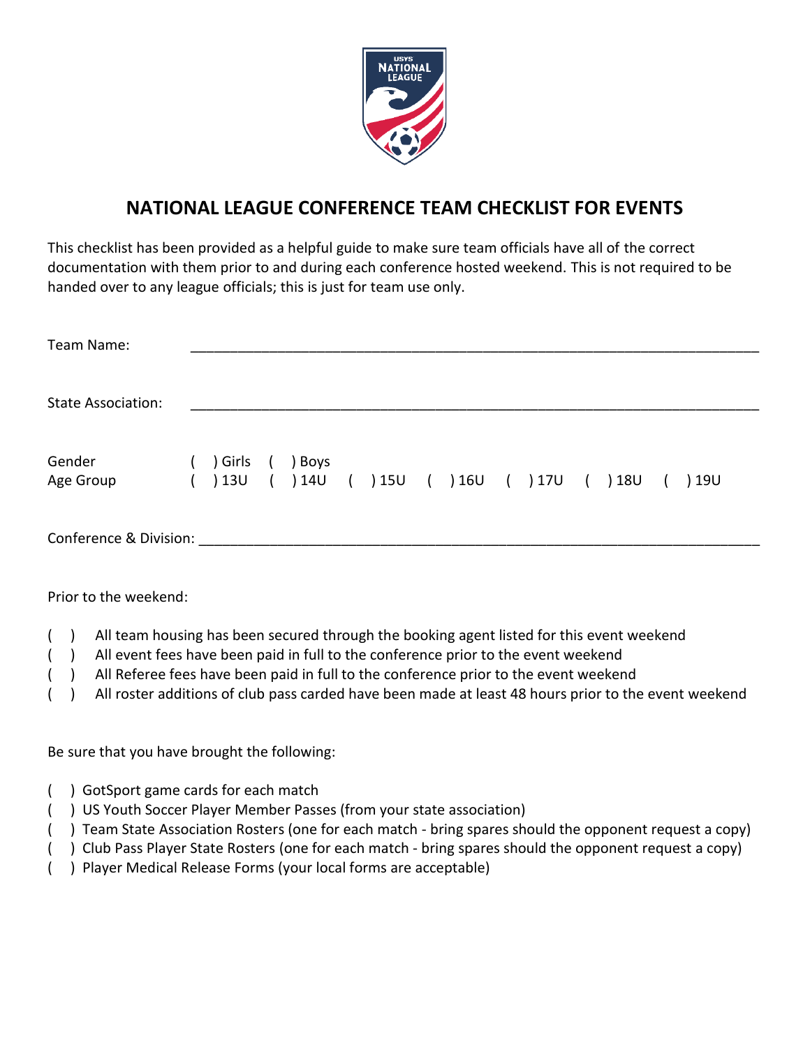# NATIONAL LEAGUE CONFERENCE TEAM CHECKLIST FOR EVENTS

This checklist has been provided as a helpful guide to make sure team officials have all of the correct documentation with them prior to and during each conference hosted weekend. This is not required to be handed over to any league officials; this is just for team use only.

Team Name: ___________________________________________________________________________

State Association: ___________________________________________________________________________

Gender ( ) Girls ( ) Boys
Age Group ( ) 13U ( ) 14U ( ) 15U ( ) 16U ( ) 17U ( ) 18U ( ) 19U

Conference & Division: ___________________________________________________________________________

Prior to the weekend:

( ) All team housing has been secured through the booking agent listed for this event weekend
( ) All event fees have been paid in full to the conference prior to the event weekend
( ) All Referee fees have been paid in full to the conference prior to the event weekend
( ) All roster additions of club pass carded have been made at least 48 hours prior to the event weekend

Be sure that you have brought the following:

( ) GotSport game cards for each match
( ) US Youth Soccer Player Member Passes (from your state association)
( ) Team State Association Rosters (one for each match - bring spares should the opponent request a copy)
( ) Club Pass Player State Rosters (one for each match - bring spares should the opponent request a copy)
( ) Player Medical Release Forms (your local forms are acceptable)